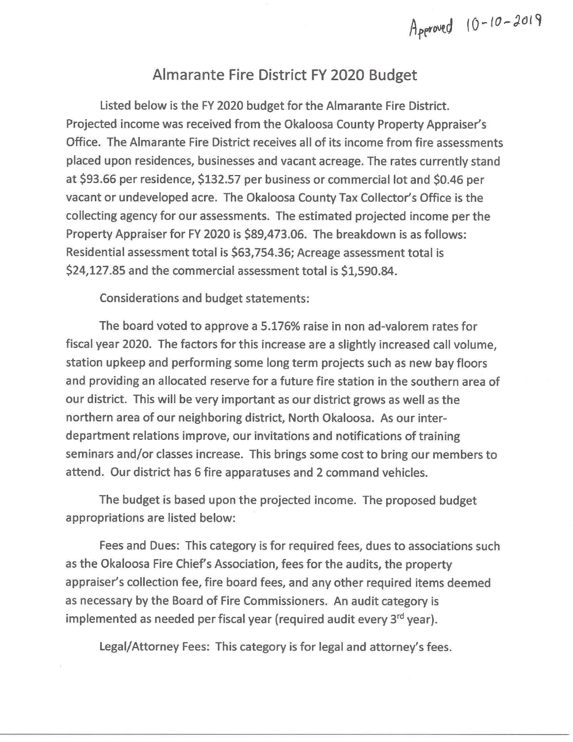Approved 10-10-2019

# Almarante Fire District FY 2020 Budget

Listed below is the FY 2020 budget for the Almarante Fire District. Projected income was received from the Okaloosa County Property Appraiser's Office. The Almarante Fire District receives all of its income from fire assessments placed upon residences, businesses and vacant acreage. The rates currently stand at $93.66 per residence, $132.57 per business or commercial lot and $0.46 per vacant or undeveloped acre. The Okaloosa County Tax Collector's Office is the collecting agency for our assessments. The estimated projected income per the Property Appraiser for FY 2020 is $89,473.06. The breakdown is as follows: Residential assessment total is $63,754.36; Acreage assessment total is $24,127.85 and the commercial assessment total is $1,590.84.

Considerations and budget statements:

The board voted to approve a 5.176% raise in non ad-valorem rates for fiscal year 2020. The factors for this increase are a slightly increased call volume, station upkeep and performing some long term projects such as new bay floors and providing an allocated reserve for a future fire station in the southern area of our district. This will be very important as our district grows as well as the northern area of our neighboring district, North Okaloosa. As our inter-department relations improve, our invitations and notifications of training seminars and/or classes increase. This brings some cost to bring our members to attend. Our district has 6 fire apparatuses and 2 command vehicles.

The budget is based upon the projected income. The proposed budget appropriations are listed below:

Fees and Dues: This category is for required fees, dues to associations such as the Okaloosa Fire Chief's Association, fees for the audits, the property appraiser's collection fee, fire board fees, and any other required items deemed as necessary by the Board of Fire Commissioners. An audit category is implemented as needed per fiscal year (required audit every 3rd year).

Legal/Attorney Fees: This category is for legal and attorney's fees.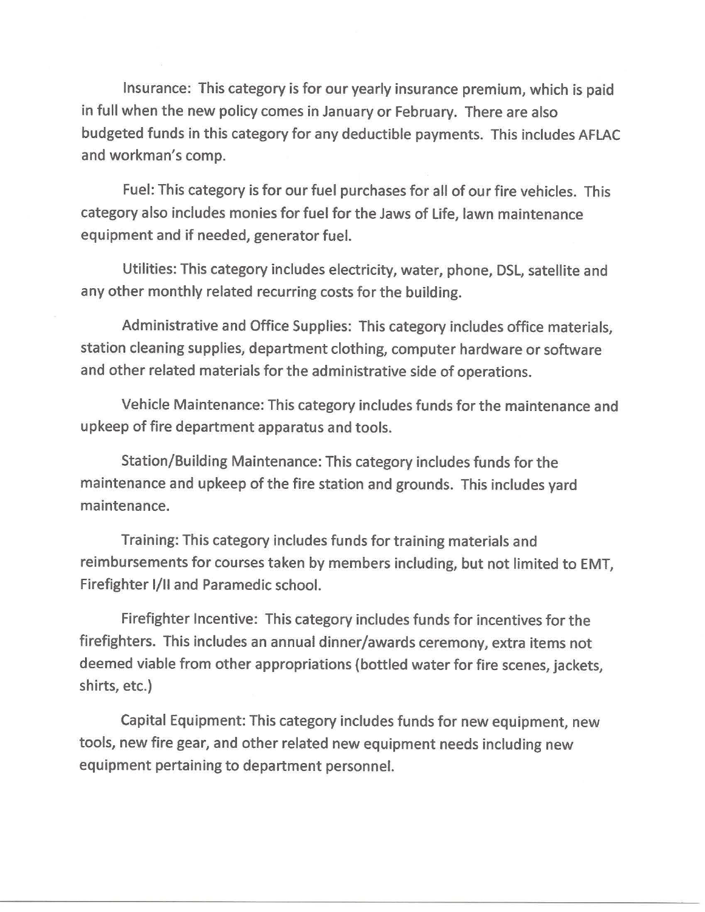Insurance: This category is for our yearly insurance premium, which is paid in full when the new policy comes in January or February. There are also budgeted funds in this category for any deductible payments. This includes AFLAC and workman's comp.

Fuel: This category is for our fuel purchases for all of our fire vehicles. This category also includes monies for fuel for the Jaws of Life, lawn maintenance equipment and if needed, generator fuel.

Utilities: This category includes electricity, water, phone, DSL, satellite and any other monthly related recurring costs for the building.

Administrative and Office Supplies: This category includes office materials, station cleaning supplies, department clothing, computer hardware or software and other related materials for the administrative side of operations.

Vehicle Maintenance: This category includes funds for the maintenance and upkeep of fire department apparatus and tools.

Station/Building Maintenance: This category includes funds for the maintenance and upkeep of the fire station and grounds. This includes yard maintenance.

Training: This category includes funds for training materials and reimbursements for courses taken by members including, but not limited to EMT, Firefighter I/II and Paramedic school.

Firefighter Incentive: This category includes funds for incentives for the firefighters. This includes an annual dinner/awards ceremony, extra items not deemed viable from other appropriations (bottled water for fire scenes, jackets, shirts, etc.)

Capital Equipment: This category includes funds for new equipment, new tools, new fire gear, and other related new equipment needs including new equipment pertaining to department personnel.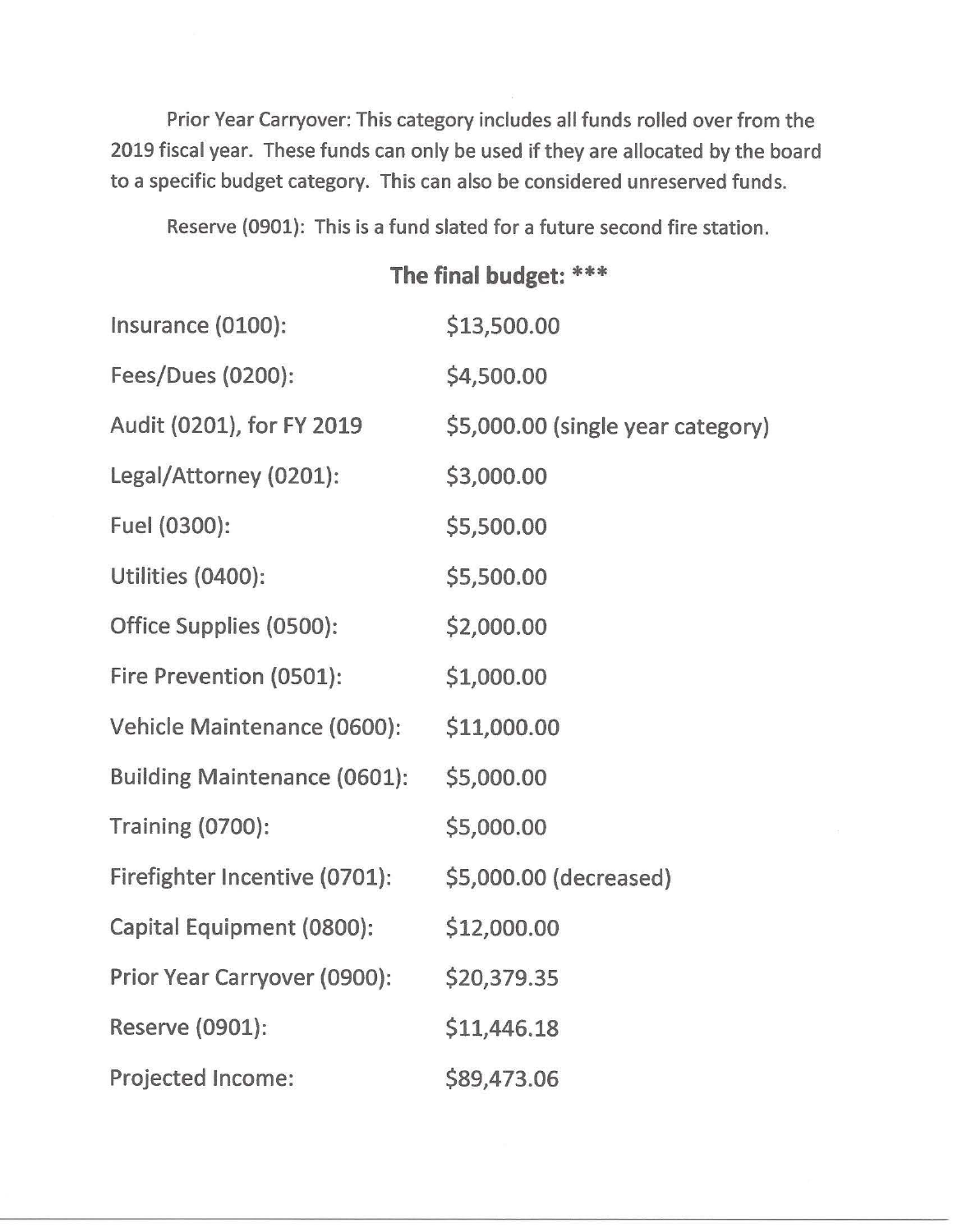Prior Year Carryover: This category includes all funds rolled over from the 2019 fiscal year. These funds can only be used if they are allocated by the board to a specific budget category. This can also be considered unreserved funds.

Reserve (0901): This is a fund slated for a future second fire station.

## The final budget: ***

| | |
|---|---|
| Insurance (0100): | $13,500.00 |
| Fees/Dues (0200): | $4,500.00 |
| Audit (0201), for FY 2019 | $5,000.00 (single year category) |
| Legal/Attorney (0201): | $3,000.00 |
| Fuel (0300): | $5,500.00 |
| Utilities (0400): | $5,500.00 |
| Office Supplies (0500): | $2,000.00 |
| Fire Prevention (0501): | $1,000.00 |
| Vehicle Maintenance (0600): | $11,000.00 |
| Building Maintenance (0601): | $5,000.00 |
| Training (0700): | $5,000.00 |
| Firefighter Incentive (0701): | $5,000.00 (decreased) |
| Capital Equipment (0800): | $12,000.00 |
| Prior Year Carryover (0900): | $20,379.35 |
| Reserve (0901): | $11,446.18 |
| Projected Income: | $89,473.06 |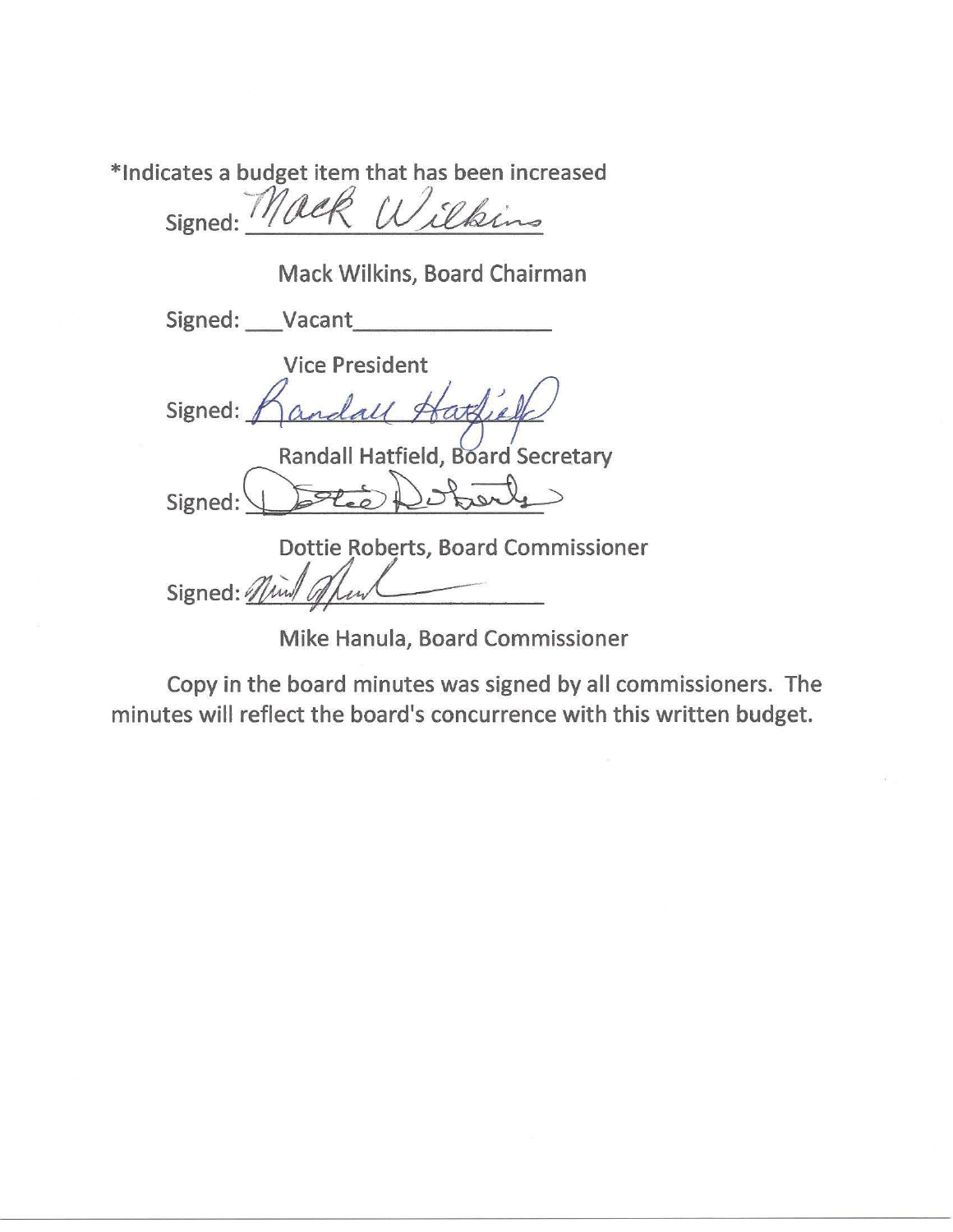*Indicates a budget item that has been increased

Signed: Mack Wilkins

Mack Wilkins, Board Chairman

Signed: ___Vacant_______________

Vice President

Signed: Randall Hatfield

Randall Hatfield, Board Secretary

Signed: Dottie Roberts

Dottie Roberts, Board Commissioner

Signed: Mike Hanula

Mike Hanula, Board Commissioner

Copy in the board minutes was signed by all commissioners. The minutes will reflect the board's concurrence with this written budget.